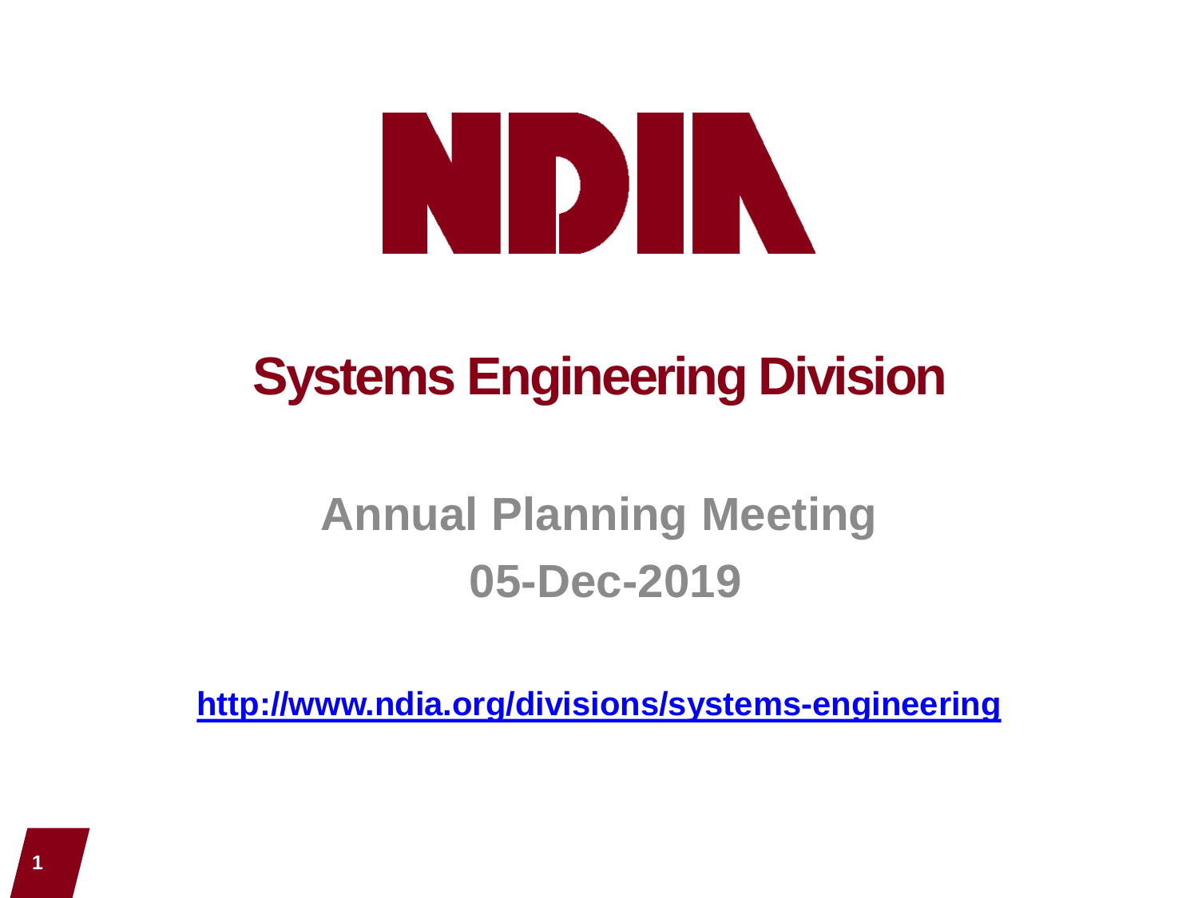# NDIA

## Systems Engineering Division

### Annual Planning Meeting
### 05-Dec-2019

**[http://www.ndia.org/divisions/systems-engineering](http://www.ndia.org/divisions/systems-engineering)**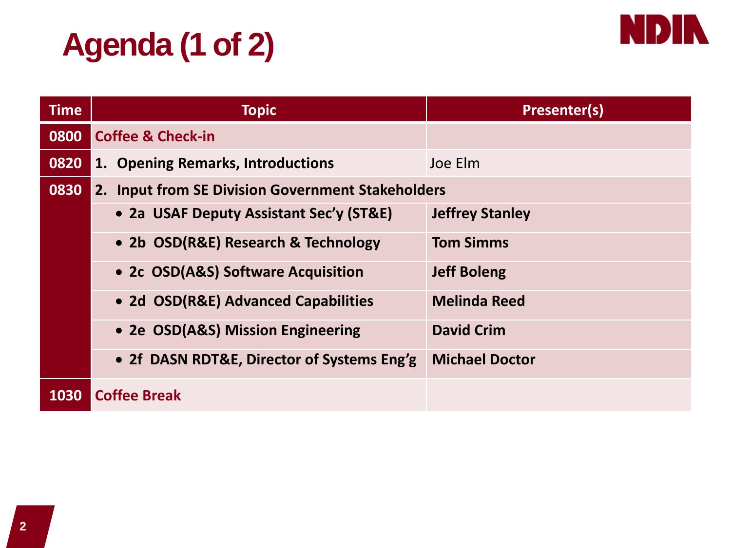# Agenda (1 of 2)

| Time | Topic | Presenter(s) |
|---|---|---|
| 0800 | Coffee & Check-in | |
| 0820 | 1. Opening Remarks, Introductions | Joe Elm |
| 0830 | 2. Input from SE Division Government Stakeholders | |
| | • 2a USAF Deputy Assistant Sec'y (ST&E) | Jeffrey Stanley |
| | • 2b OSD(R&E) Research & Technology | Tom Simms |
| | • 2c OSD(A&S) Software Acquisition | Jeff Boleng |
| | • 2d OSD(R&E) Advanced Capabilities | Melinda Reed |
| | • 2e OSD(A&S) Mission Engineering | David Crim |
| | • 2f DASN RDT&E, Director of Systems Eng'g | Michael Doctor |
| 1030 | Coffee Break | |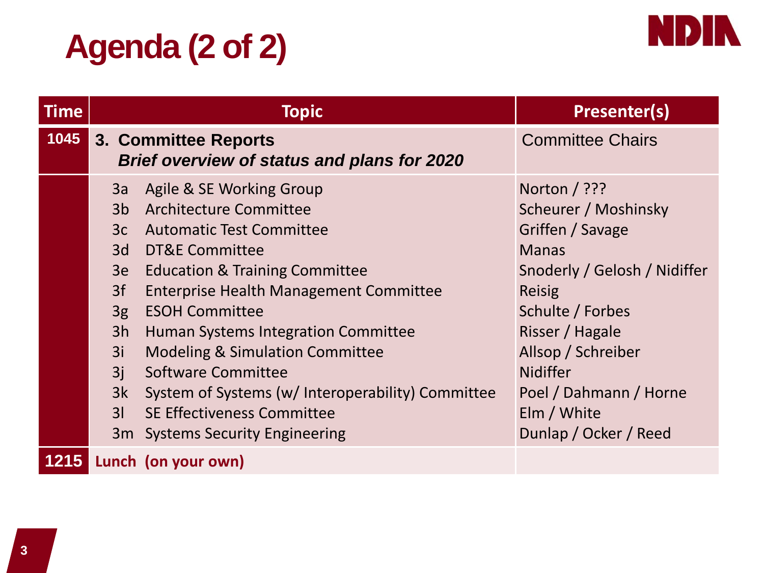# Agenda (2 of 2)

| Time | Topic | Presenter(s) |
|---|---|---|
| 1045 | **3. Committee Reports** ***Brief overview of status and plans for 2020*** | Committee Chairs |
| | 3a Agile & SE Working Group | Norton / ??? |
| | 3b Architecture Committee | Scheurer / Moshinsky |
| | 3c Automatic Test Committee | Griffen / Savage |
| | 3d DT&E Committee | Manas |
| | 3e Education & Training Committee | Snoderly / Gelosh / Nidiffer |
| | 3f Enterprise Health Management Committee | Reisig |
| | 3g ESOH Committee | Schulte / Forbes |
| | 3h Human Systems Integration Committee | Risser / Hagale |
| | 3i Modeling & Simulation Committee | Allsop / Schreiber |
| | 3j Software Committee | Nidiffer |
| | 3k System of Systems (w/ Interoperability) Committee | Poel / Dahmann / Horne |
| | 3l SE Effectiveness Committee | Elm / White |
| | 3m Systems Security Engineering | Dunlap / Ocker / Reed |
| 1215 | **Lunch (on your own)** | |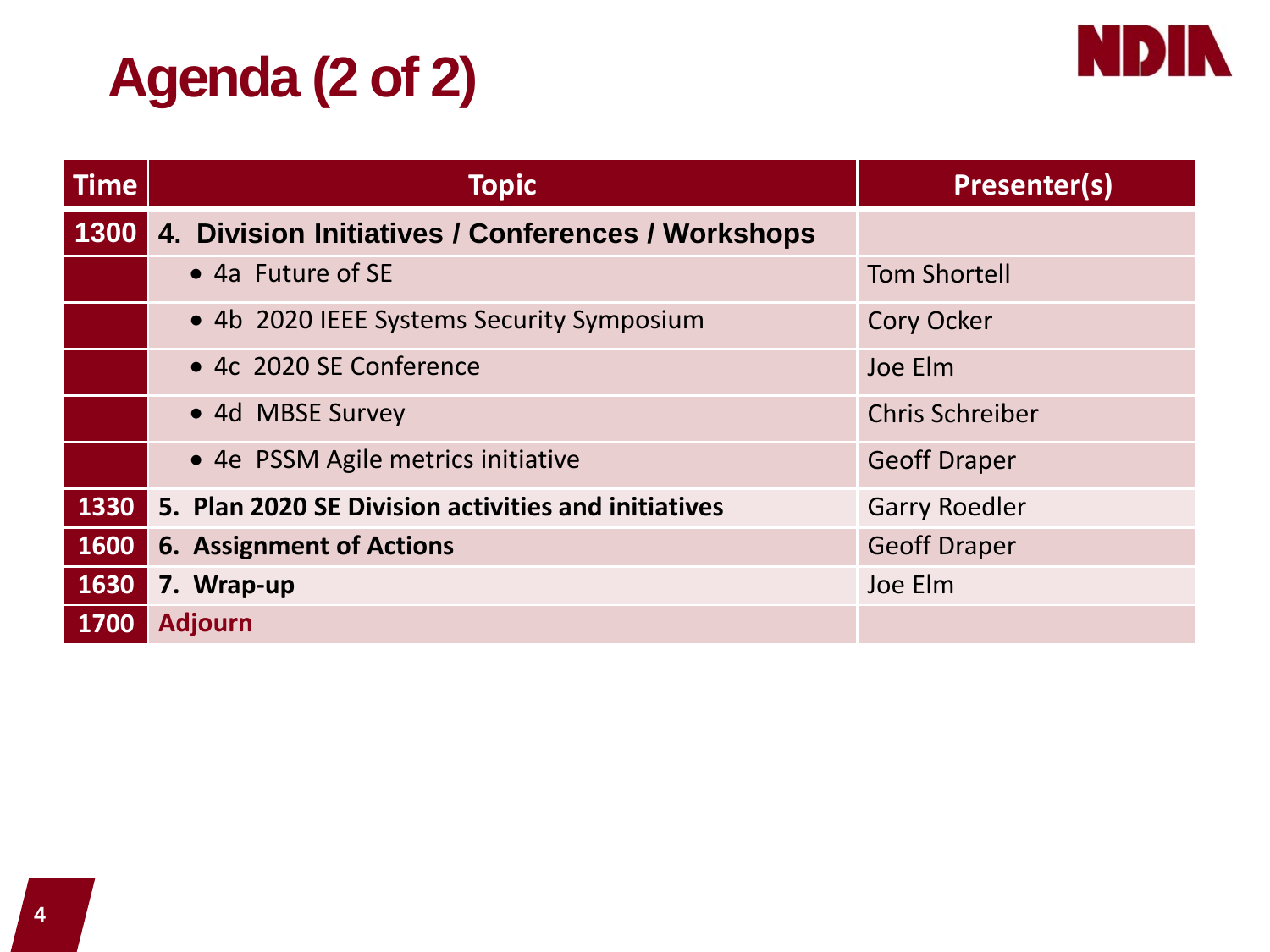# Agenda (2 of 2)

| Time | Topic | Presenter(s) |
|---|---|---|
| 1300 | **4. Division Initiatives / Conferences / Workshops** | |
| | • 4a Future of SE | Tom Shortell |
| | • 4b 2020 IEEE Systems Security Symposium | Cory Ocker |
| | • 4c 2020 SE Conference | Joe Elm |
| | • 4d MBSE Survey | Chris Schreiber |
| | • 4e PSSM Agile metrics initiative | Geoff Draper |
| 1330 | **5. Plan 2020 SE Division activities and initiatives** | Garry Roedler |
| 1600 | **6. Assignment of Actions** | Geoff Draper |
| 1630 | **7. Wrap-up** | Joe Elm |
| 1700 | **Adjourn** | |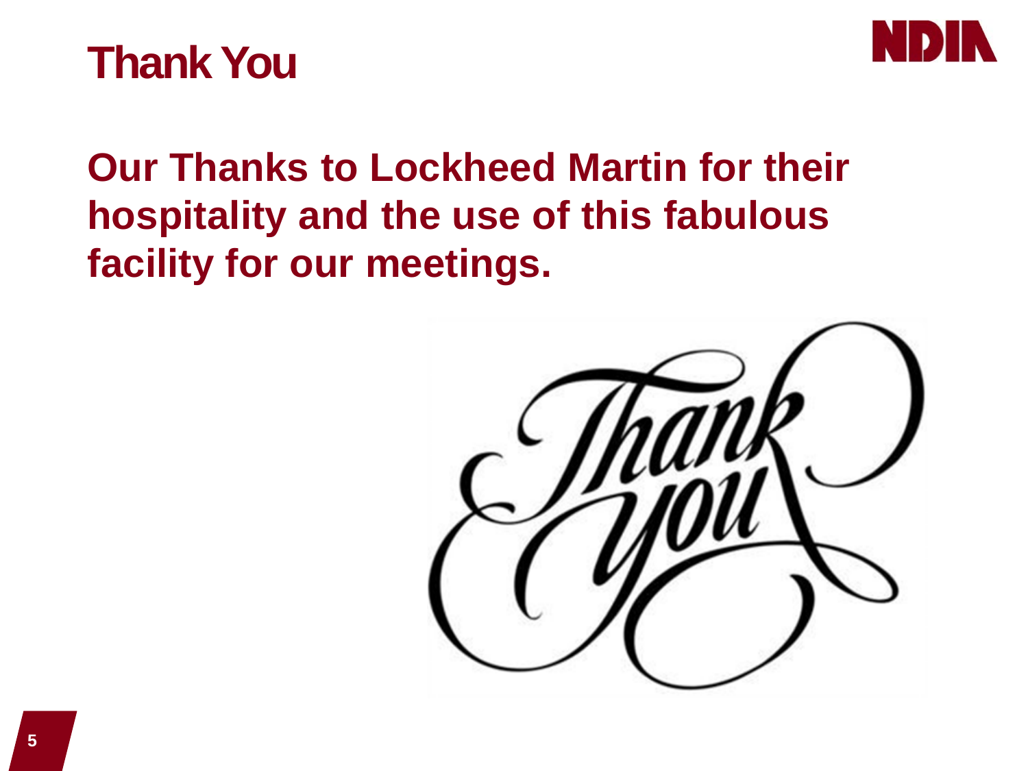# Thank You

**Our Thanks to Lockheed Martin for their hospitality and the use of this fabulous facility for our meetings.**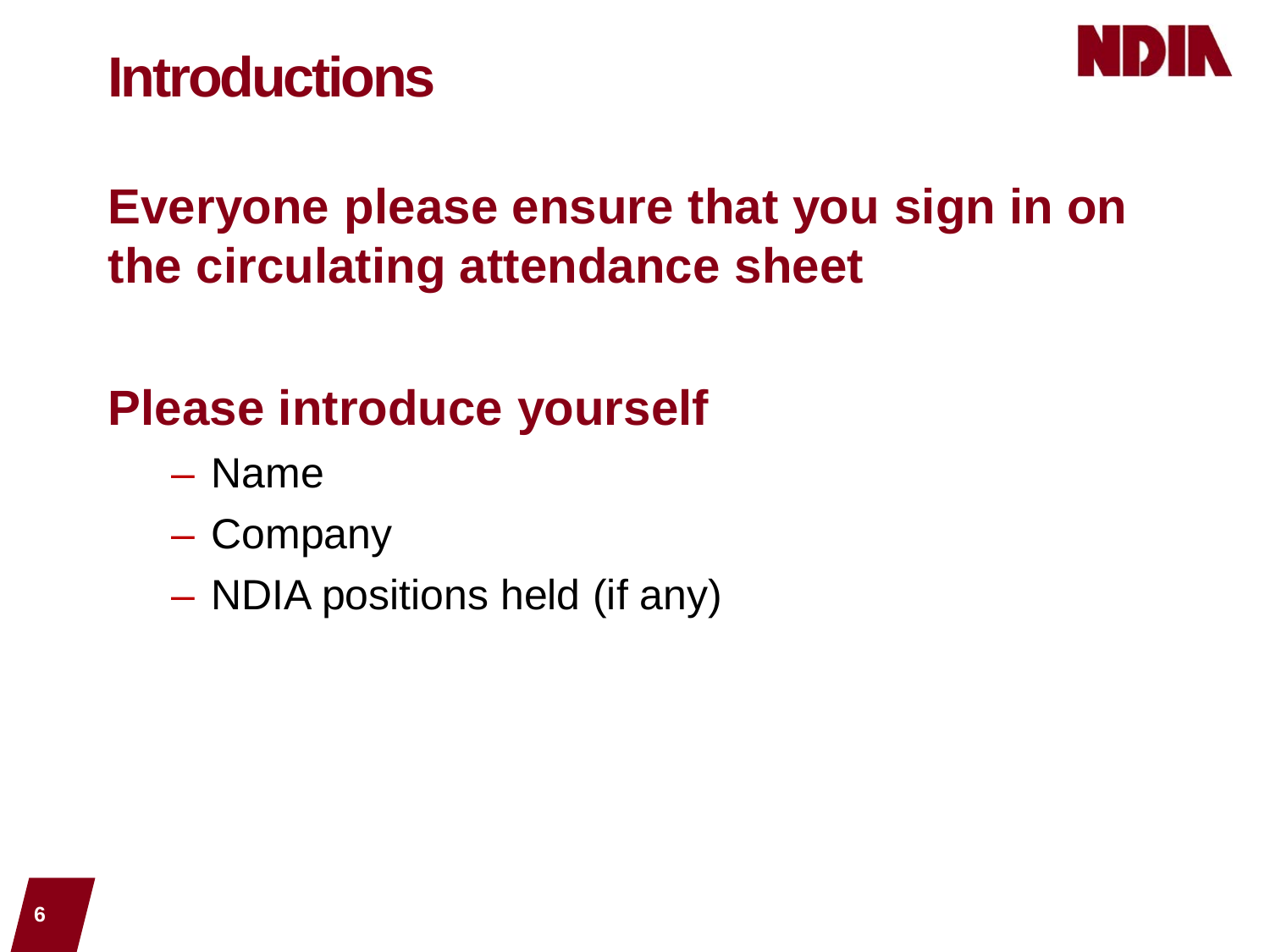# Introductions

**Everyone please ensure that you sign in on the circulating attendance sheet**

**Please introduce yourself**

- Name
- Company
- NDIA positions held (if any)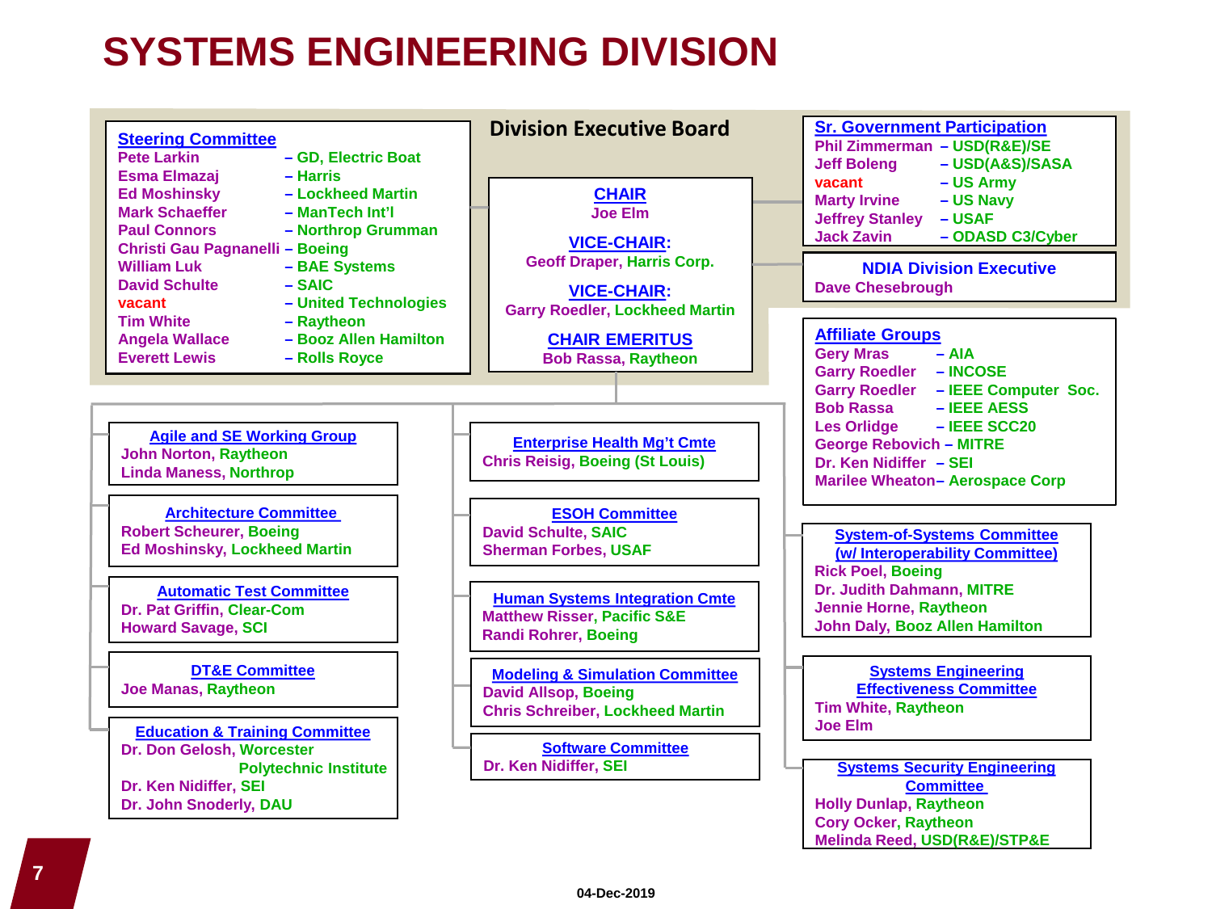# SYSTEMS ENGINEERING DIVISION

## Division Executive Board

### Steering Committee

| Name | Organization |
|---|---|
| Pete Larkin | GD, Electric Boat |
| Esma Elmazaj | Harris |
| Ed Moshinsky | Lockheed Martin |
| Mark Schaeffer | ManTech Int'l |
| Paul Connors | Northrop Grumman |
| Christi Gau Pagnanelli | Boeing |
| William Luk | BAE Systems |
| David Schulte | SAIC |
| vacant | United Technologies |
| Tim White | Raytheon |
| Angela Wallace | Booz Allen Hamilton |
| Everett Lewis | Rolls Royce |

### CHAIR
Joe Elm

### VICE-CHAIR:
Geoff Draper, Harris Corp.

### VICE-CHAIR:
Garry Roedler, Lockheed Martin

### CHAIR EMERITUS
Bob Rassa, Raytheon

### Sr. Government Participation

| Name | Organization |
|---|---|
| Phil Zimmerman | USD(R&E)/SE |
| Jeff Boleng | USD(A&S)/SASA |
| vacant | US Army |
| Marty Irvine | US Navy |
| Jeffrey Stanley | USAF |
| Jack Zavin | ODASD C3/Cyber |

### NDIA Division Executive
Dave Chesebrough

### Affiliate Groups

| Name | Organization |
|---|---|
| Gery Mras | AIA |
| Garry Roedler | INCOSE |
| Garry Roedler | IEEE Computer Soc. |
| Bob Rassa | IEEE AESS |
| Les Orlidge | IEEE SCC20 |
| George Rebovich | MITRE |
| Dr. Ken Nidiffer | SEI |
| Marilee Wheaton | Aerospace Corp |

### Agile and SE Working Group
John Norton, Raytheon
Linda Maness, Northrop

### Architecture Committee
Robert Scheurer, Boeing
Ed Moshinsky, Lockheed Martin

### Automatic Test Committee
Dr. Pat Griffin, Clear-Com
Howard Savage, SCI

### DT&E Committee
Joe Manas, Raytheon

### Education & Training Committee
Dr. Don Gelosh, Worcester Polytechnic Institute
Dr. Ken Nidiffer, SEI
Dr. John Snoderly, DAU

### Enterprise Health Mg't Cmte
Chris Reisig, Boeing (St Louis)

### ESOH Committee
David Schulte, SAIC
Sherman Forbes, USAF

### Human Systems Integration Cmte
Matthew Risser, Pacific S&E
Randi Rohrer, Boeing

### Modeling & Simulation Committee
David Allsop, Boeing
Chris Schreiber, Lockheed Martin

### Software Committee
Dr. Ken Nidiffer, SEI

### System-of-Systems Committee (w/ Interoperability Committee)
Rick Poel, Boeing
Dr. Judith Dahmann, MITRE
Jennie Horne, Raytheon
John Daly, Booz Allen Hamilton

### Systems Engineering Effectiveness Committee
Tim White, Raytheon
Joe Elm

### Systems Security Engineering Committee
Holly Dunlap, Raytheon
Cory Ocker, Raytheon
Melinda Reed, USD(R&E)/STP&E

04-Dec-2019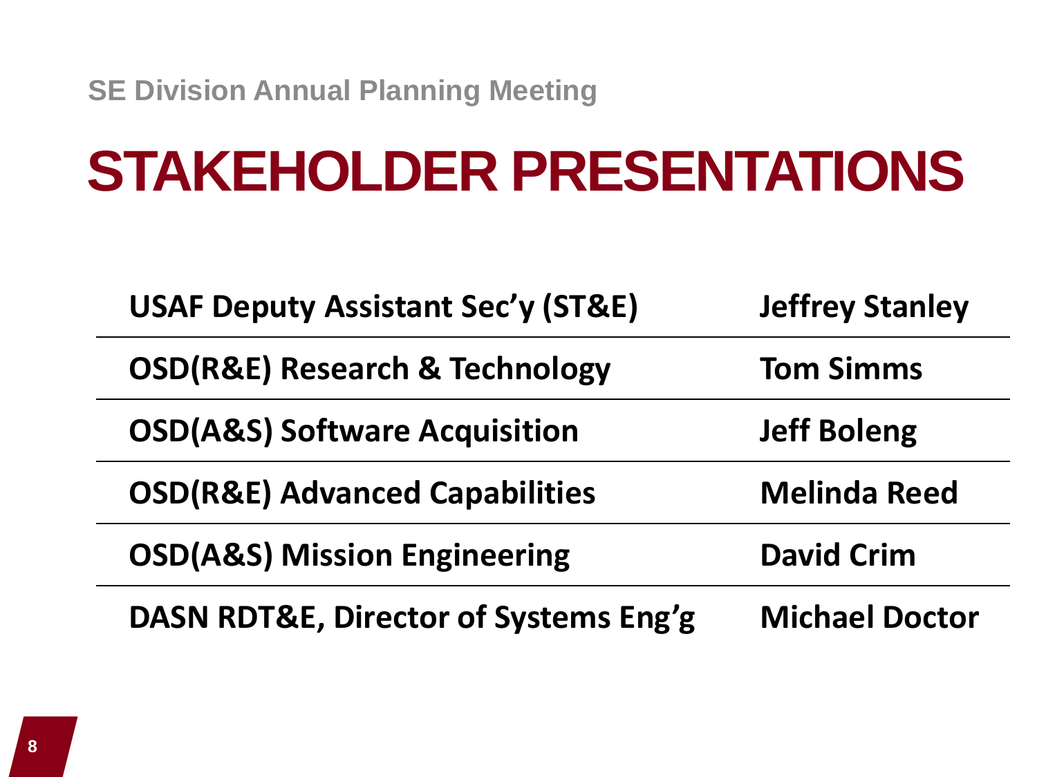SE Division Annual Planning Meeting

# STAKEHOLDER PRESENTATIONS

| | |
|---|---|
| **USAF Deputy Assistant Sec'y (ST&E)** | **Jeffrey Stanley** |
| **OSD(R&E) Research & Technology** | **Tom Simms** |
| **OSD(A&S) Software Acquisition** | **Jeff Boleng** |
| **OSD(R&E) Advanced Capabilities** | **Melinda Reed** |
| **OSD(A&S) Mission Engineering** | **David Crim** |
| **DASN RDT&E, Director of Systems Eng'g** | **Michael Doctor** |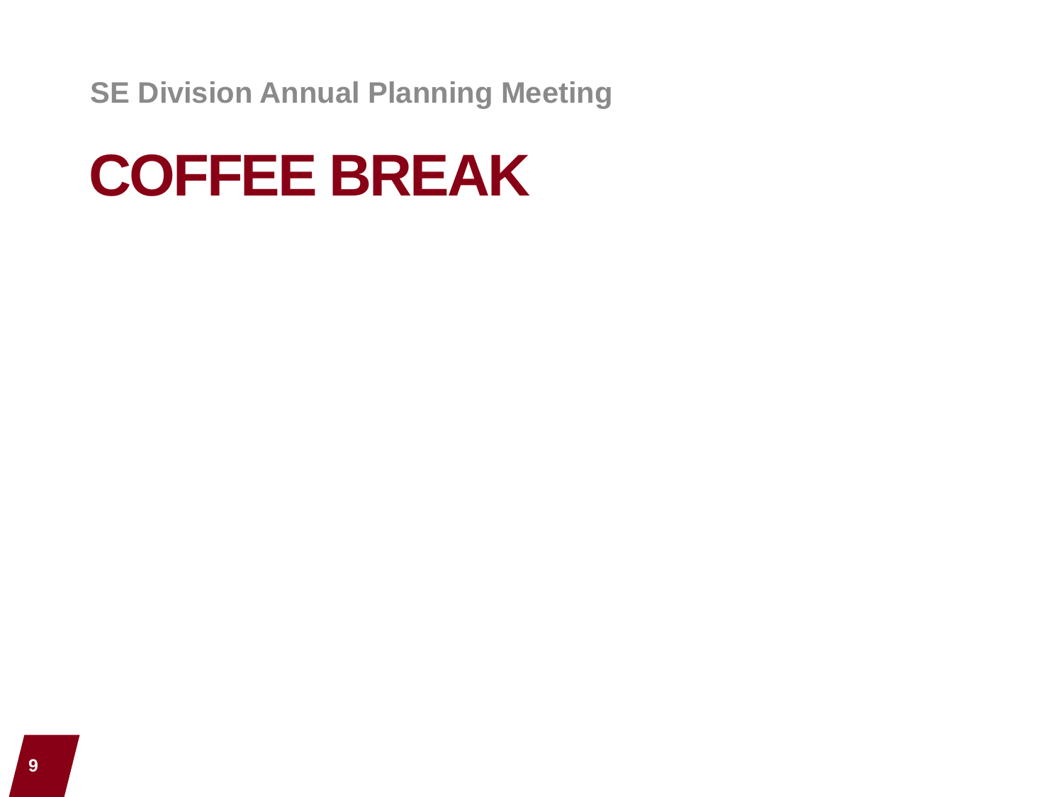# COFFEE BREAK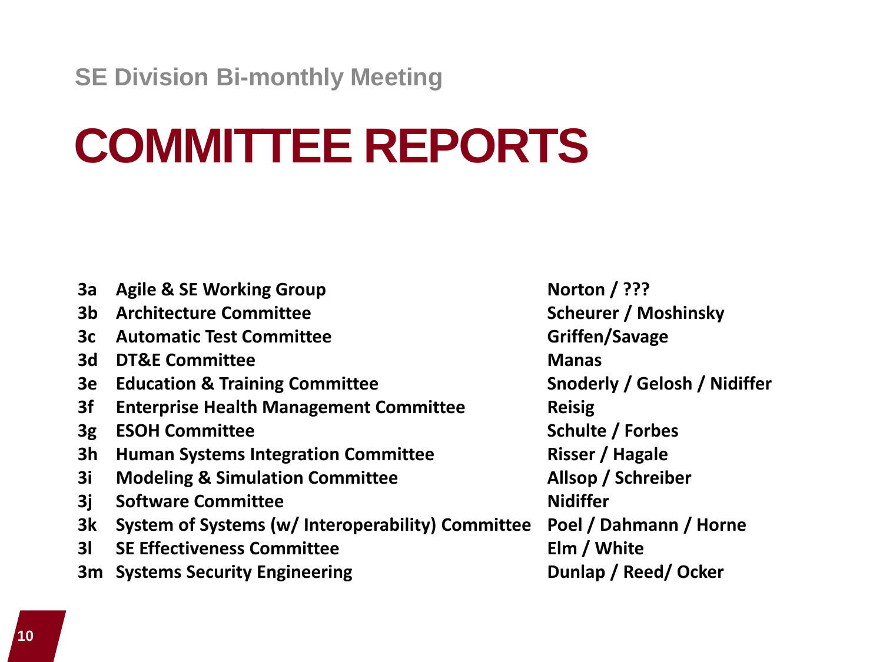SE Division Bi-monthly Meeting

# COMMITTEE REPORTS

| | | |
|---|---|---|
| **3a** | **Agile & SE Working Group** | **Norton / ???** |
| **3b** | **Architecture Committee** | **Scheurer / Moshinsky** |
| **3c** | **Automatic Test Committee** | **Griffen/Savage** |
| **3d** | **DT&E Committee** | **Manas** |
| **3e** | **Education & Training Committee** | **Snoderly / Gelosh / Nidiffer** |
| **3f** | **Enterprise Health Management Committee** | **Reisig** |
| **3g** | **ESOH Committee** | **Schulte / Forbes** |
| **3h** | **Human Systems Integration Committee** | **Risser / Hagale** |
| **3i** | **Modeling & Simulation Committee** | **Allsop / Schreiber** |
| **3j** | **Software Committee** | **Nidiffer** |
| **3k** | **System of Systems (w/ Interoperability) Committee** | **Poel / Dahmann / Horne** |
| **3l** | **SE Effectiveness Committee** | **Elm / White** |
| **3m** | **Systems Security Engineering** | **Dunlap / Reed/ Ocker** |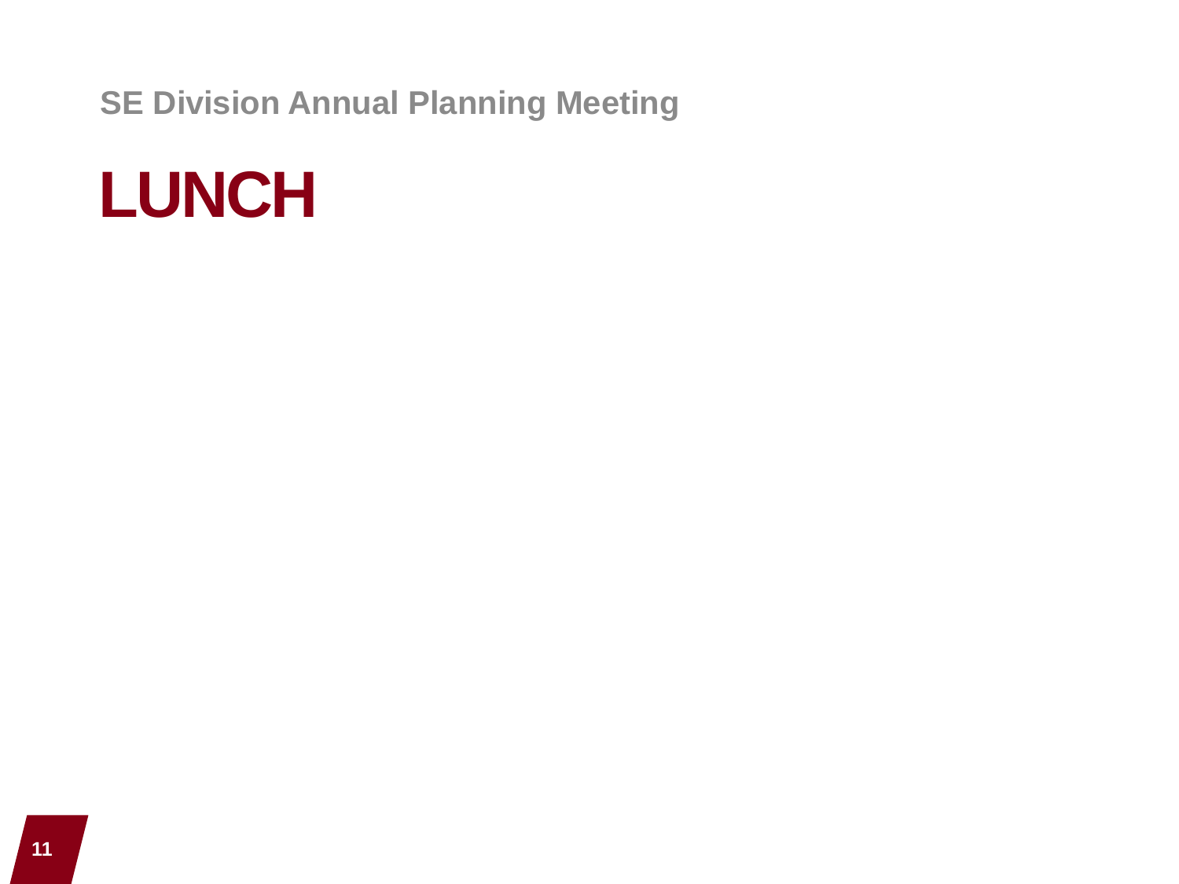SE Division Annual Planning Meeting

# LUNCH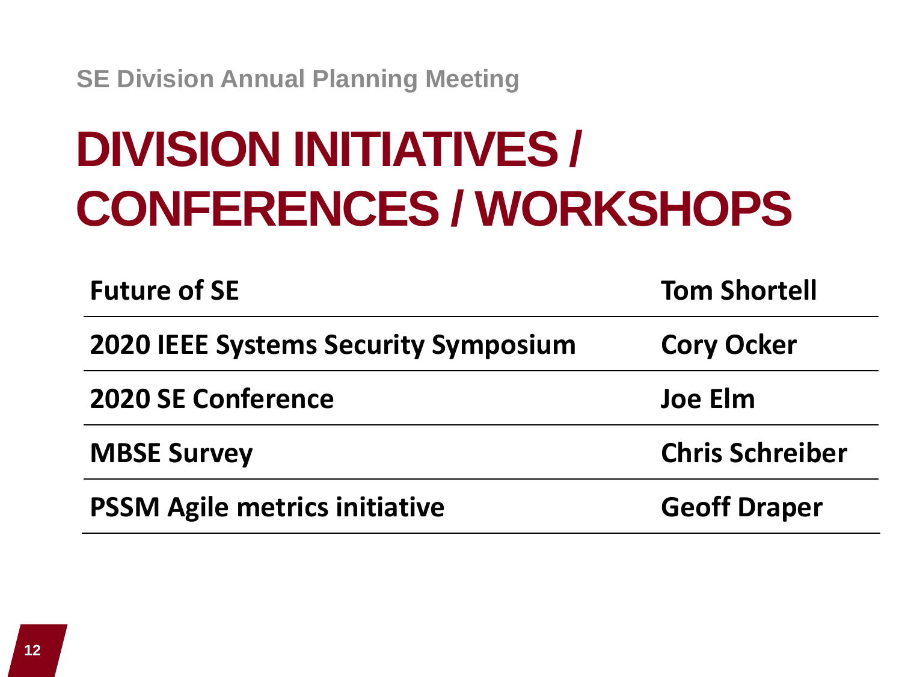SE Division Annual Planning Meeting

# DIVISION INITIATIVES / CONFERENCES / WORKSHOPS

| | |
|---|---|
| **Future of SE** | **Tom Shortell** |
| **2020 IEEE Systems Security Symposium** | **Cory Ocker** |
| **2020 SE Conference** | **Joe Elm** |
| **MBSE Survey** | **Chris Schreiber** |
| **PSSM Agile metrics initiative** | **Geoff Draper** |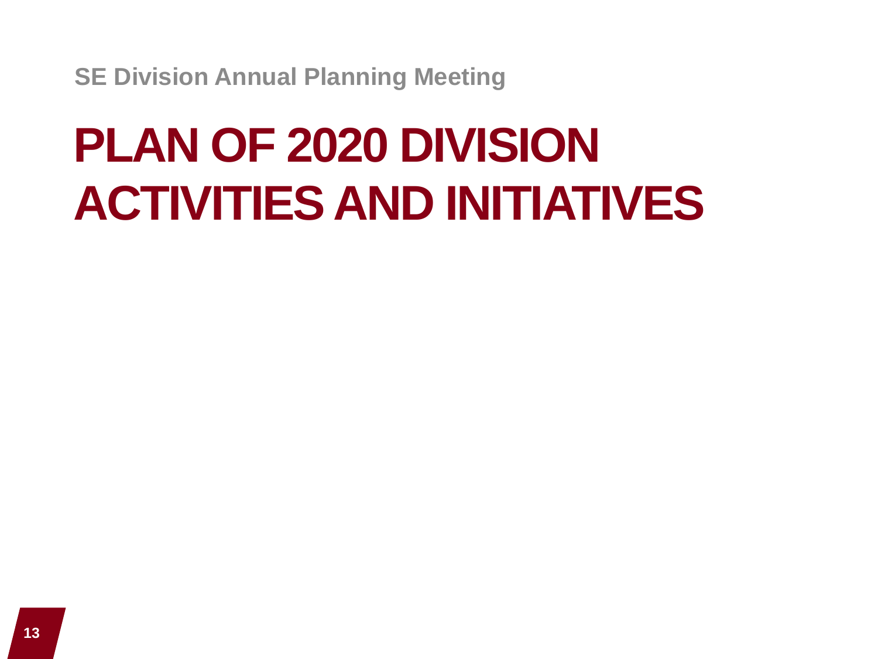SE Division Annual Planning Meeting

# PLAN OF 2020 DIVISION ACTIVITIES AND INITIATIVES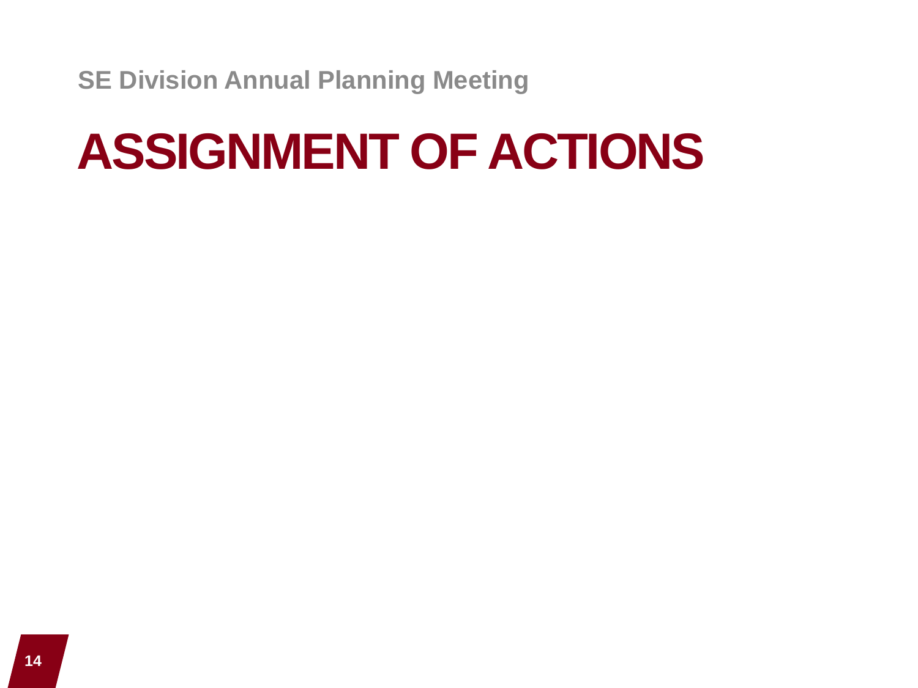SE Division Annual Planning Meeting

# ASSIGNMENT OF ACTIONS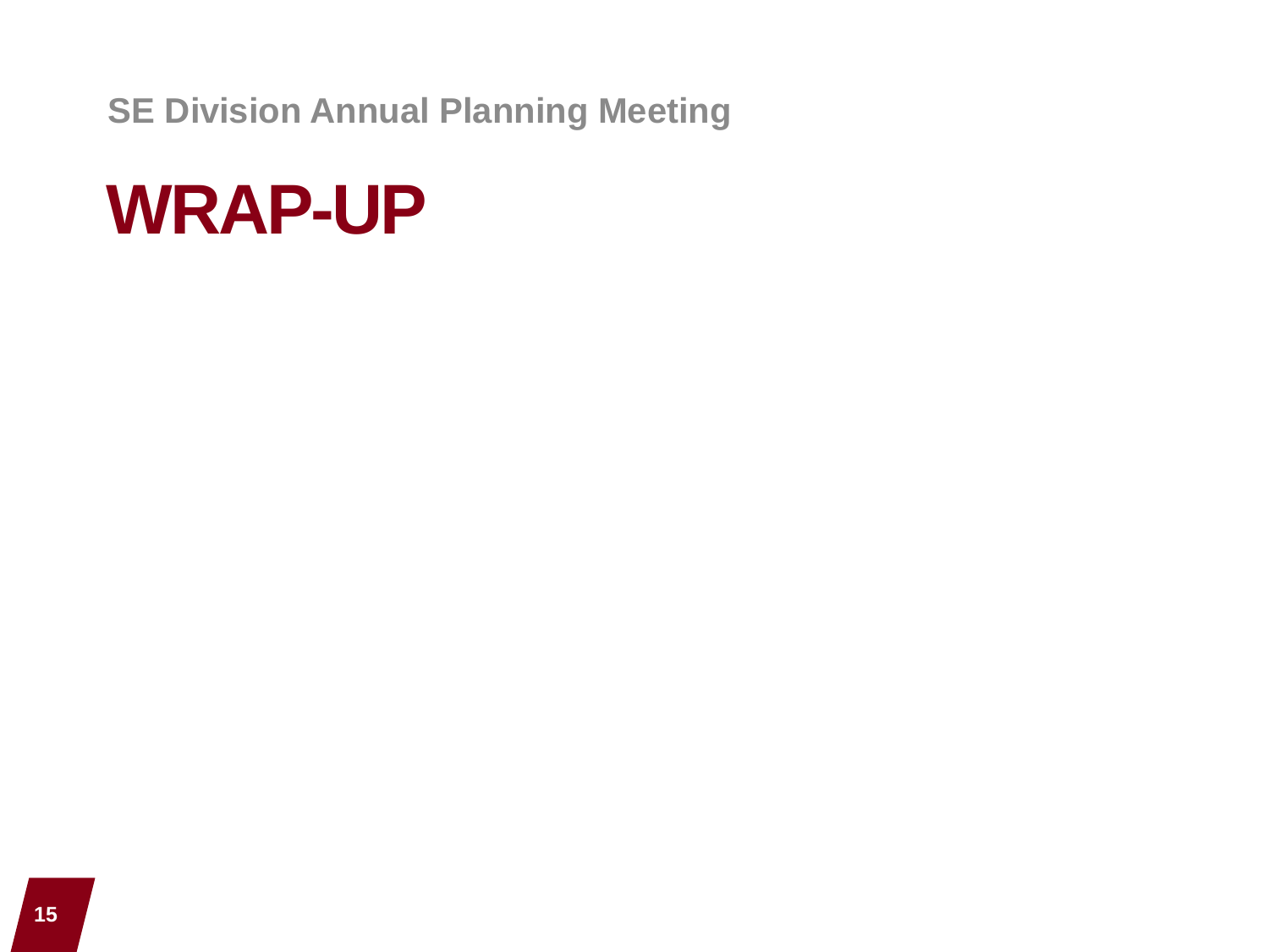SE Division Annual Planning Meeting

# WRAP-UP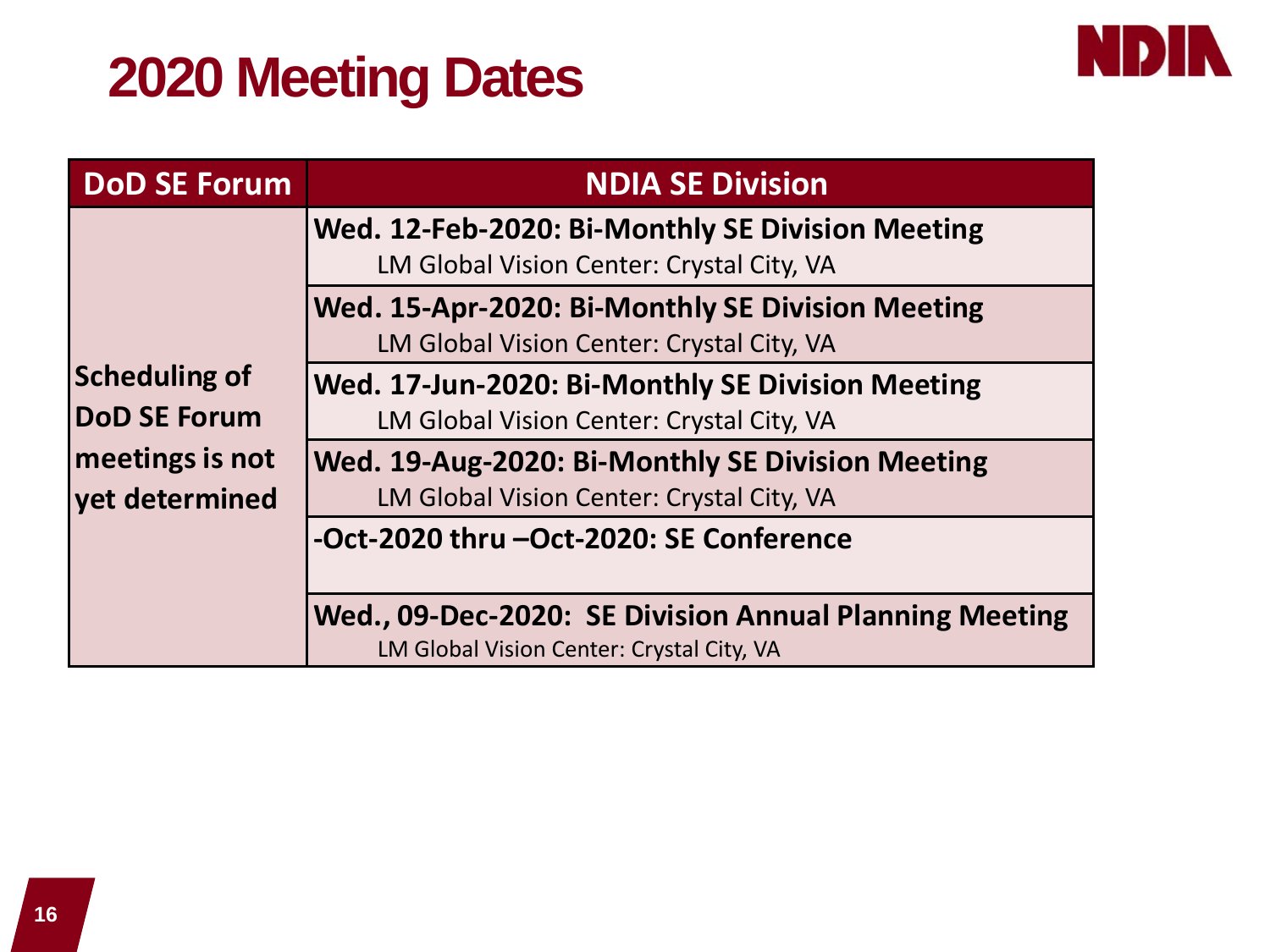# 2020 Meeting Dates

| DoD SE Forum | NDIA SE Division |
|---|---|
| **Scheduling of DoD SE Forum meetings is not yet determined** | **Wed. 12-Feb-2020: Bi-Monthly SE Division Meeting**<br>LM Global Vision Center: Crystal City, VA |
| | **Wed. 15-Apr-2020: Bi-Monthly SE Division Meeting**<br>LM Global Vision Center: Crystal City, VA |
| | **Wed. 17-Jun-2020: Bi-Monthly SE Division Meeting**<br>LM Global Vision Center: Crystal City, VA |
| | **Wed. 19-Aug-2020: Bi-Monthly SE Division Meeting**<br>LM Global Vision Center: Crystal City, VA |
| | **-Oct-2020 thru –Oct-2020: SE Conference** |
| | **Wed., 09-Dec-2020: SE Division Annual Planning Meeting**<br>LM Global Vision Center: Crystal City, VA |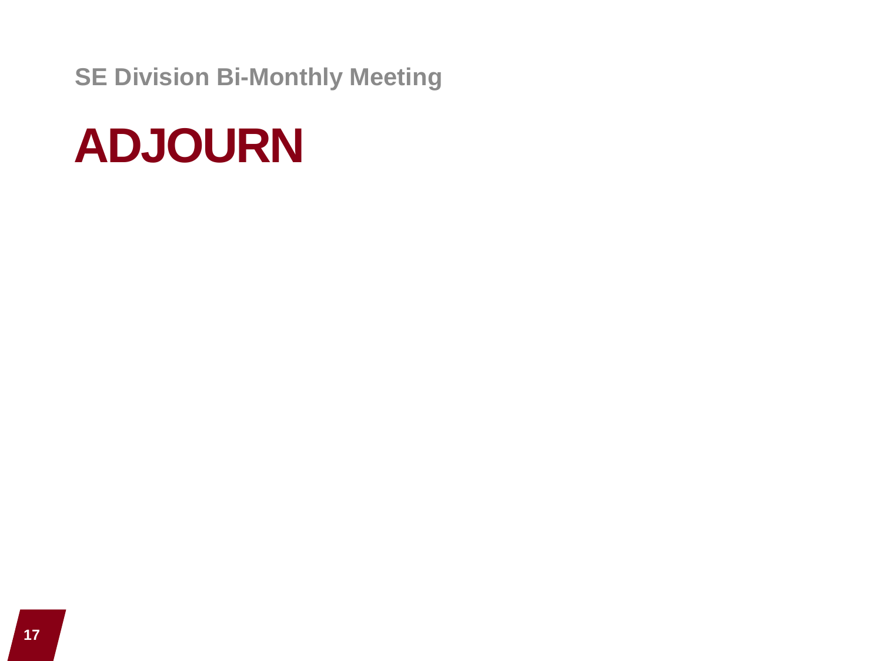SE Division Bi-Monthly Meeting

# ADJOURN